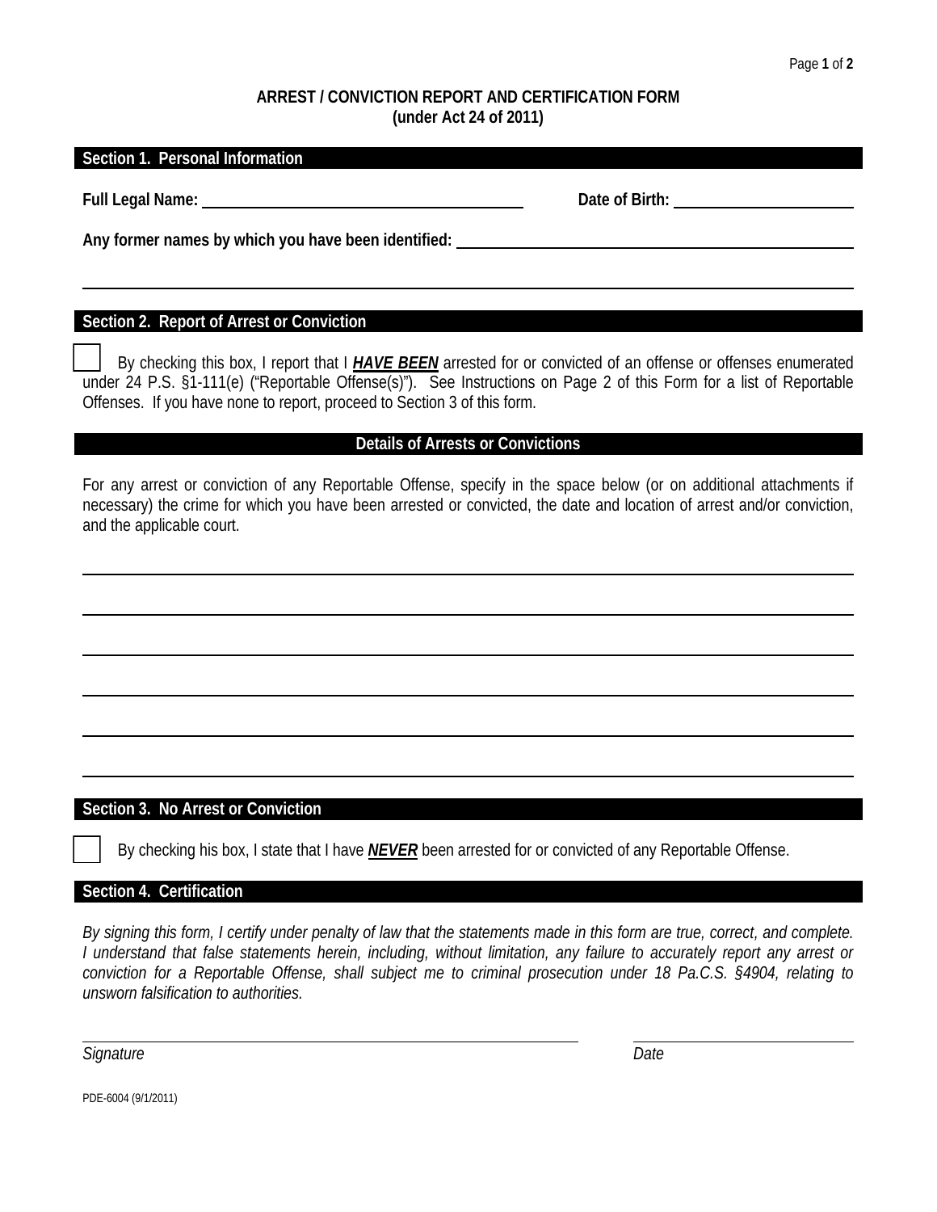**ARREST / CONVICTION REPORT AND CERTIFICATION FORM**
**(under Act 24 of 2011)**

## Section 1. Personal Information

**Full Legal Name:** ______________________________ **Date of Birth:** ____________________

**Any former names by which you have been identified:** ______________________________

________________________________________________________________________

## Section 2. Report of Arrest or Conviction

☐ By checking this box, I report that I ***HAVE BEEN*** arrested for or convicted of an offense or offenses enumerated under 24 P.S. §1-111(e) ("Reportable Offense(s)"). See Instructions on Page 2 of this Form for a list of Reportable Offenses. If you have none to report, proceed to Section 3 of this form.

### Details of Arrests or Convictions

For any arrest or conviction of any Reportable Offense, specify in the space below (or on additional attachments if necessary) the crime for which you have been arrested or convicted, the date and location of arrest and/or conviction, and the applicable court.

________________________________________________________________________

________________________________________________________________________

________________________________________________________________________

________________________________________________________________________

________________________________________________________________________

________________________________________________________________________

## Section 3. No Arrest or Conviction

☐ By checking his box, I state that I have ***NEVER*** been arrested for or convicted of any Reportable Offense.

## Section 4. Certification

*By signing this form, I certify under penalty of law that the statements made in this form are true, correct, and complete. I understand that false statements herein, including, without limitation, any failure to accurately report any arrest or conviction for a Reportable Offense, shall subject me to criminal prosecution under 18 Pa.C.S. §4904, relating to unsworn falsification to authorities.*

______________________________________________ ____________________

*Signature* *Date*

PDE-6004 (9/1/2011)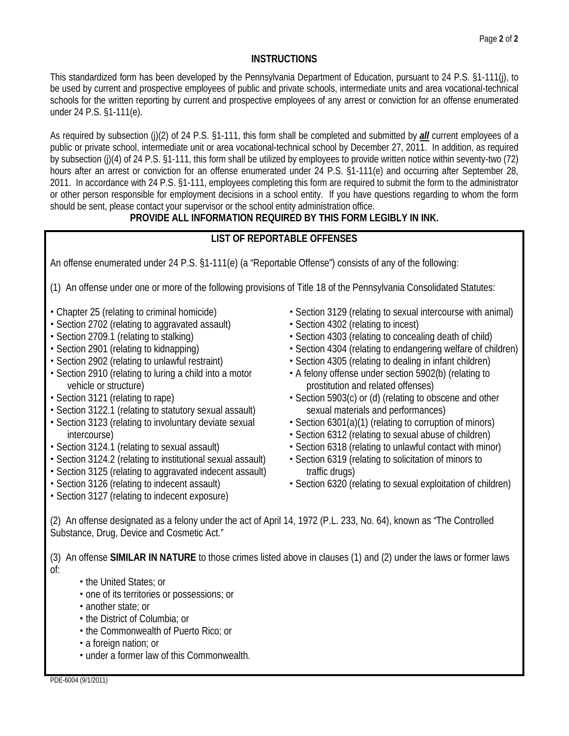## INSTRUCTIONS

This standardized form has been developed by the Pennsylvania Department of Education, pursuant to 24 P.S. §1-111(j), to be used by current and prospective employees of public and private schools, intermediate units and area vocational-technical schools for the written reporting by current and prospective employees of any arrest or conviction for an offense enumerated under 24 P.S. §1-111(e).

As required by subsection (j)(2) of 24 P.S. §1-111, this form shall be completed and submitted by ***all*** current employees of a public or private school, intermediate unit or area vocational-technical school by December 27, 2011. In addition, as required by subsection (j)(4) of 24 P.S. §1-111, this form shall be utilized by employees to provide written notice within seventy-two (72) hours after an arrest or conviction for an offense enumerated under 24 P.S. §1-111(e) and occurring after September 28, 2011. In accordance with 24 P.S. §1-111, employees completing this form are required to submit the form to the administrator or other person responsible for employment decisions in a school entity. If you have questions regarding to whom the form should be sent, please contact your supervisor or the school entity administration office.

**PROVIDE ALL INFORMATION REQUIRED BY THIS FORM LEGIBLY IN INK.**

### LIST OF REPORTABLE OFFENSES

An offense enumerated under 24 P.S. §1-111(e) (a "Reportable Offense") consists of any of the following:

(1) An offense under one or more of the following provisions of Title 18 of the Pennsylvania Consolidated Statutes:

- Chapter 25 (relating to criminal homicide)
- Section 2702 (relating to aggravated assault)
- Section 2709.1 (relating to stalking)
- Section 2901 (relating to kidnapping)
- Section 2902 (relating to unlawful restraint)
- Section 2910 (relating to luring a child into a motor vehicle or structure)
- Section 3121 (relating to rape)
- Section 3122.1 (relating to statutory sexual assault)
- Section 3123 (relating to involuntary deviate sexual intercourse)
- Section 3124.1 (relating to sexual assault)
- Section 3124.2 (relating to institutional sexual assault)
- Section 3125 (relating to aggravated indecent assault)
- Section 3126 (relating to indecent assault)
- Section 3127 (relating to indecent exposure)
- Section 3129 (relating to sexual intercourse with animal)
- Section 4302 (relating to incest)
- Section 4303 (relating to concealing death of child)
- Section 4304 (relating to endangering welfare of children)
- Section 4305 (relating to dealing in infant children)
- A felony offense under section 5902(b) (relating to prostitution and related offenses)
- Section 5903(c) or (d) (relating to obscene and other sexual materials and performances)
- Section 6301(a)(1) (relating to corruption of minors)
- Section 6312 (relating to sexual abuse of children)
- Section 6318 (relating to unlawful contact with minor)
- Section 6319 (relating to solicitation of minors to traffic drugs)
- Section 6320 (relating to sexual exploitation of children)

(2) An offense designated as a felony under the act of April 14, 1972 (P.L. 233, No. 64), known as "The Controlled Substance, Drug, Device and Cosmetic Act."

(3) An offense **SIMILAR IN NATURE** to those crimes listed above in clauses (1) and (2) under the laws or former laws of:

- the United States; or
- one of its territories or possessions; or
- another state; or
- the District of Columbia; or
- the Commonwealth of Puerto Rico; or
- a foreign nation; or
- under a former law of this Commonwealth.

PDE-6004 (9/1/2011)